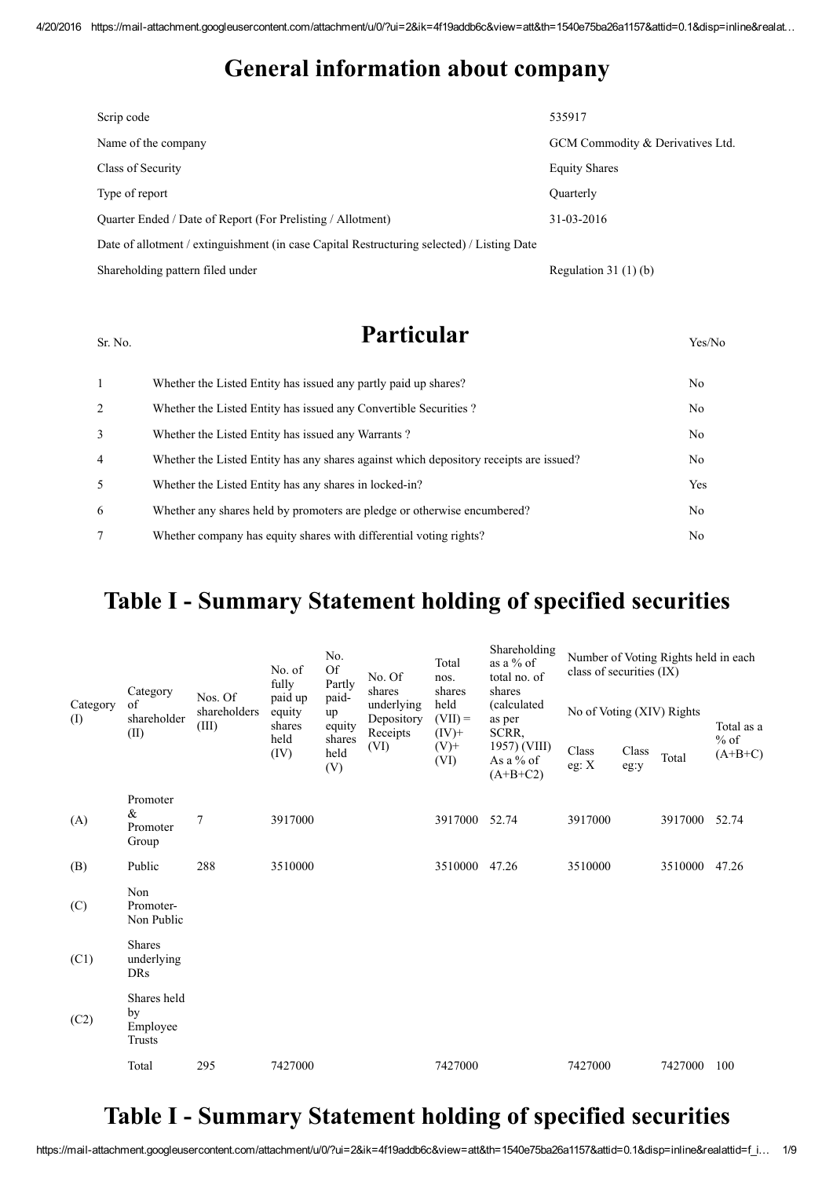# General information about company

| | |
|---|---|
| Scrip code | 535917 |
| Name of the company | GCM Commodity & Derivatives Ltd. |
| Class of Security | Equity Shares |
| Type of report | Quarterly |
| Quarter Ended / Date of Report (For Prelisting / Allotment) | 31-03-2016 |
| Date of allotment / extinguishment (in case Capital Restructuring selected) / Listing Date | |
| Shareholding pattern filed under | Regulation 31 (1) (b) |

| Sr. No. | Particular | Yes/No |
|---|---|---|
| 1 | Whether the Listed Entity has issued any partly paid up shares? | No |
| 2 | Whether the Listed Entity has issued any Convertible Securities ? | No |
| 3 | Whether the Listed Entity has issued any Warrants ? | No |
| 4 | Whether the Listed Entity has any shares against which depository receipts are issued? | No |
| 5 | Whether the Listed Entity has any shares in locked-in? | Yes |
| 6 | Whether any shares held by promoters are pledge or otherwise encumbered? | No |
| 7 | Whether company has equity shares with differential voting rights? | No |

# Table I - Summary Statement holding of specified securities

| Category (I) | Category of shareholder (II) | Nos. Of shareholders (III) | No. of fully paid up equity shares held (IV) | No. Of Partly paid-up equity shares held (V) | No. Of shares underlying Depository Receipts (VI) | Total nos. shares held (VII) = (IV)+ (V)+ (VI) | Shareholding as a % of total no. of shares (calculated as per SCRR, 1957) (VIII) As a % of (A+B+C2) | Number of Voting Rights held in each class of securities (IX) | | | |
|---|---|---|---|---|---|---|---|---|---|---|---|
| | | | | | | | | No of Voting (XIV) Rights | | | Total as a % of (A+B+C) |
| | | | | | | | | Class eg: X | Class eg:y | Total | |
| (A) | Promoter & Promoter Group | 7 | 3917000 | | | 3917000 | 52.74 | 3917000 | | 3917000 | 52.74 |
| (B) | Public | 288 | 3510000 | | | 3510000 | 47.26 | 3510000 | | 3510000 | 47.26 |
| (C) | Non Promoter- Non Public | | | | | | | | | | |
| (C1) | Shares underlying DRs | | | | | | | | | | |
| (C2) | Shares held by Employee Trusts | | | | | | | | | | |
| | Total | 295 | 7427000 | | | 7427000 | | 7427000 | | 7427000 | 100 |

# Table I - Summary Statement holding of specified securities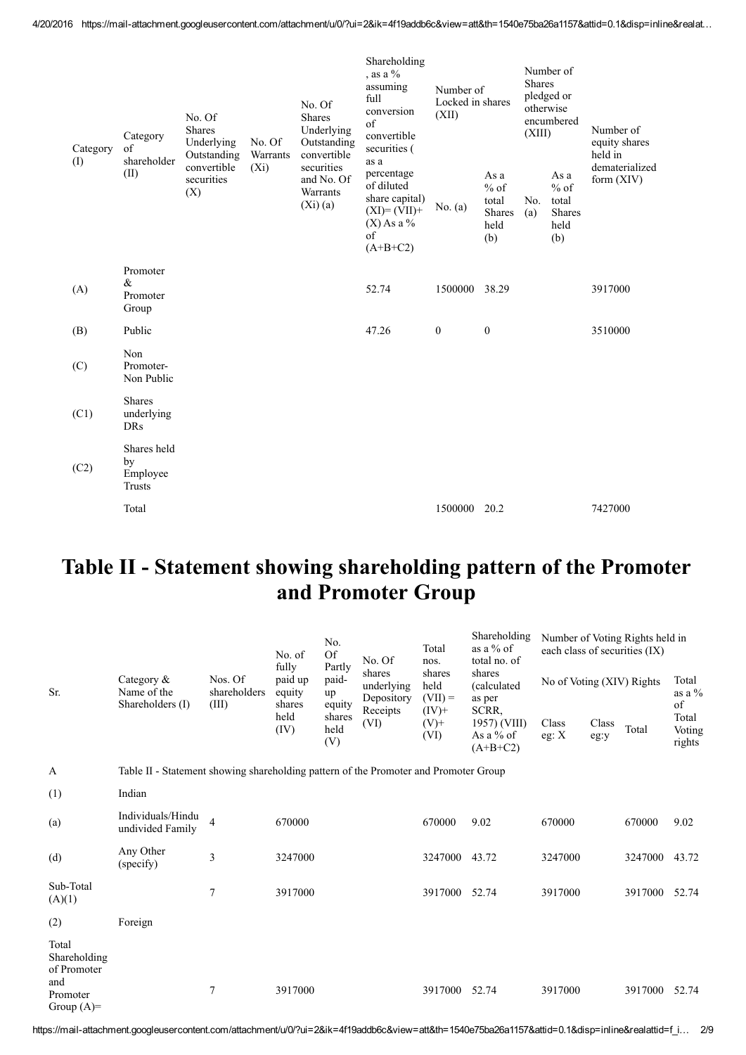| Category (I) | Category of shareholder (II) | No. Of Shares Underlying Outstanding convertible securities (X) | No. Of Warrants (Xi) | No. Of Shares Underlying Outstanding convertible securities and No. Of Warrants (Xi) (a) | Shareholding , as a % assuming full conversion of convertible securities ( as a percentage of diluted share capital) (XI)= (VII)+(X) As a % of (A+B+C2) | Number of Locked in shares (XII) | | Number of Shares pledged or otherwise encumbered (XIII) | | Number of equity shares held in dematerialized form (XIV) |
|---|---|---|---|---|---|---|---|---|---|---|
| | | | | | | No. (a) | As a % of total Shares held (b) | No. (a) | As a % of total Shares held (b) | |
| (A) | Promoter & Promoter Group | | | | 52.74 | 1500000 | 38.29 | | | 3917000 |
| (B) | Public | | | | 47.26 | 0 | 0 | | | 3510000 |
| (C) | Non Promoter- Non Public | | | | | | | | | |
| (C1) | Shares underlying DRs | | | | | | | | | |
| (C2) | Shares held by Employee Trusts | | | | | | | | | |
| | Total | | | | | 1500000 | 20.2 | | | 7427000 |

# Table II - Statement showing shareholding pattern of the Promoter and Promoter Group

| Sr. | Category & Name of the Shareholders (I) | Nos. Of shareholders (III) | No. of fully paid up equity shares held (IV) | No. Of Partly paid-up equity shares held (V) | No. Of shares underlying Depository Receipts (VI) | Total nos. shares held (VII) = (IV)+(V)+ (VI) | Shareholding as a % of total no. of shares (calculated as per SCRR, 1957) (VIII) As a % of (A+B+C2) | Number of Voting Rights held in each class of securities (IX) | | | |
|---|---|---|---|---|---|---|---|---|---|---|---|
| | | | | | | | | No of Voting (XIV) Rights | | | Total as a % of Total Voting rights |
| | | | | | | | | Class eg: X | Class eg:y | Total | |
| A | Table II - Statement showing shareholding pattern of the Promoter and Promoter Group | | | | | | | | | | |
| (1) | Indian | | | | | | | | | | |
| (a) | Individuals/Hindu undivided Family | 4 | 670000 | | | 670000 | 9.02 | 670000 | | 670000 | 9.02 |
| (d) | Any Other (specify) | 3 | 3247000 | | | 3247000 | 43.72 | 3247000 | | 3247000 | 43.72 |
| Sub-Total (A)(1) | | 7 | 3917000 | | | 3917000 | 52.74 | 3917000 | | 3917000 | 52.74 |
| (2) | Foreign | | | | | | | | | | |
| Total Shareholding of Promoter and Promoter Group (A)= | | 7 | 3917000 | | | 3917000 | 52.74 | 3917000 | | 3917000 | 52.74 |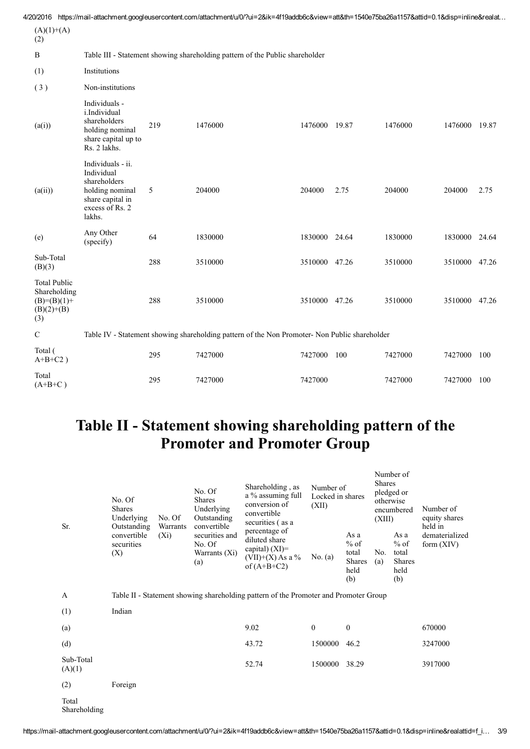| | | | | | | | | |
|---|---|---|---|---|---|---|---|---|
| (A)(1)+(A)(2) | | | | | | | | |
| B | Table III - Statement showing shareholding pattern of the Public shareholder | | | | | | | |
| (1) | Institutions | | | | | | | |
| (3) | Non-institutions | | | | | | | |
| (a(i)) | Individuals - i.Individual shareholders holding nominal share capital up to Rs. 2 lakhs. | 219 | 1476000 | 1476000 | 19.87 | 1476000 | 1476000 | 19.87 |
| (a(ii)) | Individuals - ii. Individual shareholders holding nominal share capital in excess of Rs. 2 lakhs. | 5 | 204000 | 204000 | 2.75 | 204000 | 204000 | 2.75 |
| (e) | Any Other (specify) | 64 | 1830000 | 1830000 | 24.64 | 1830000 | 1830000 | 24.64 |
| Sub-Total (B)(3) | | 288 | 3510000 | 3510000 | 47.26 | 3510000 | 3510000 | 47.26 |
| Total Public Shareholding (B)=(B)(1)+(B)(2)+(B)(3) | | 288 | 3510000 | 3510000 | 47.26 | 3510000 | 3510000 | 47.26 |
| C | Table IV - Statement showing shareholding pattern of the Non Promoter- Non Public shareholder | | | | | | | |
| Total ( A+B+C2 ) | | 295 | 7427000 | 7427000 | 100 | 7427000 | 7427000 | 100 |
| Total (A+B+C ) | | 295 | 7427000 | 7427000 | | 7427000 | 7427000 | 100 |

# Table II - Statement showing shareholding pattern of the Promoter and Promoter Group

| Sr. | No. Of Shares Underlying Outstanding convertible securities (X) | No. Of Warrants (Xi) | No. Of Shares Underlying Outstanding convertible securities and No. Of Warrants (Xi) (a) | Shareholding , as a % assuming full conversion of convertible securities ( as a percentage of diluted share capital) (XI)= (VII)+(X) As a % of (A+B+C2) | Number of Locked in shares (XII) | | Number of Shares pledged or otherwise encumbered (XIII) | | Number of equity shares held in dematerialized form (XIV) |
|---|---|---|---|---|---|---|---|---|---|
| | | | | | No. (a) | As a % of total Shares held (b) | No. (a) | As a % of total Shares held (b) | |
| A | Table II - Statement showing shareholding pattern of the Promoter and Promoter Group | | | | | | | | |
| (1) | Indian | | | | | | | | |
| (a) | | | | 9.02 | 0 | 0 | | | 670000 |
| (d) | | | | 43.72 | 1500000 | 46.2 | | | 3247000 |
| Sub-Total (A)(1) | | | | 52.74 | 1500000 | 38.29 | | | 3917000 |
| (2) | Foreign | | | | | | | | |
| Total Shareholding | | | | | | | | | |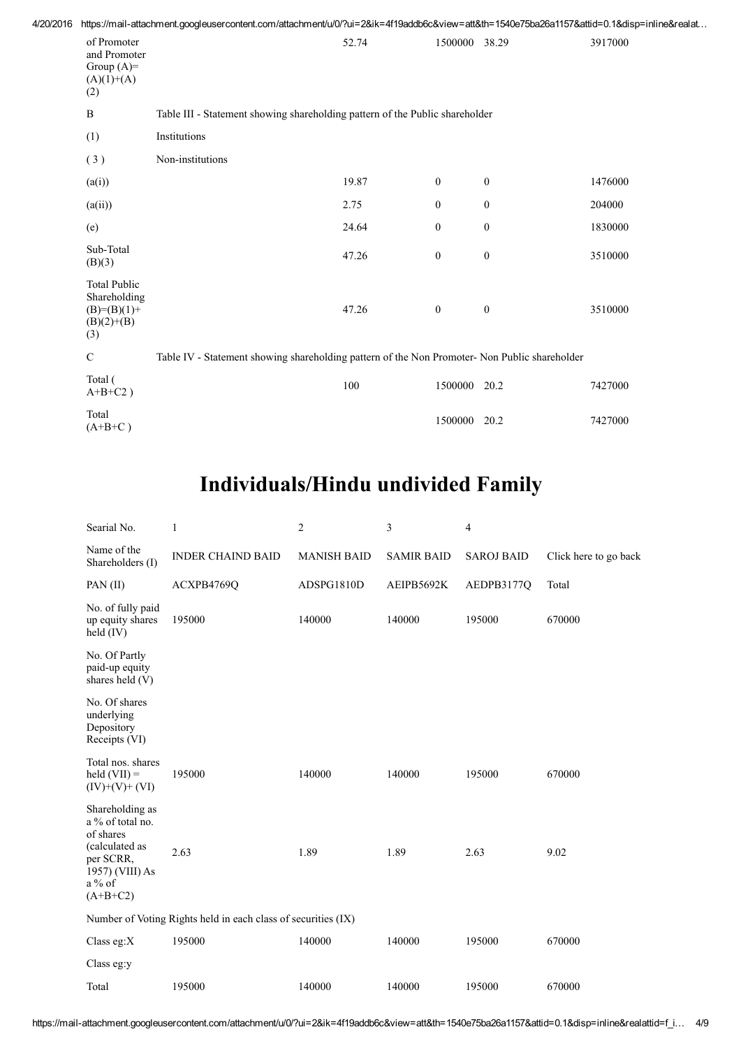| | | | | | |
|---|---|---|---|---|---|
| of Promoter and Promoter Group (A)= (A)(1)+(A)(2) | | 52.74 | 1500000 | 38.29 | 3917000 |
| B | Table III - Statement showing shareholding pattern of the Public shareholder | | | | |
| (1) | Institutions | | | | |
| ( 3 ) | Non-institutions | | | | |
| (a(i)) | | 19.87 | 0 | 0 | 1476000 |
| (a(ii)) | | 2.75 | 0 | 0 | 204000 |
| (e) | | 24.64 | 0 | 0 | 1830000 |
| Sub-Total (B)(3) | | 47.26 | 0 | 0 | 3510000 |
| Total Public Shareholding (B)=(B)(1)+(B)(2)+(B)(3) | | 47.26 | 0 | 0 | 3510000 |
| C | Table IV - Statement showing shareholding pattern of the Non Promoter- Non Public shareholder | | | | |
| Total ( A+B+C2 ) | | 100 | 1500000 | 20.2 | 7427000 |
| Total (A+B+C ) | | | 1500000 | 20.2 | 7427000 |

# Individuals/Hindu undivided Family

| Searial No. | 1 | 2 | 3 | 4 | |
|---|---|---|---|---|---|
| Name of the Shareholders (I) | INDER CHAIND BAID | MANISH BAID | SAMIR BAID | SAROJ BAID | Click here to go back |
| PAN (II) | ACXPB4769Q | ADSPG1810D | AEIPB5692K | AEDPB3177Q | Total |
| No. of fully paid up equity shares held (IV) | 195000 | 140000 | 140000 | 195000 | 670000 |
| No. Of Partly paid-up equity shares held (V) | | | | | |
| No. Of shares underlying Depository Receipts (VI) | | | | | |
| Total nos. shares held (VII) = (IV)+(V)+ (VI) | 195000 | 140000 | 140000 | 195000 | 670000 |
| Shareholding as a % of total no. of shares (calculated as per SCRR, 1957) (VIII) As a % of (A+B+C2) | 2.63 | 1.89 | 1.89 | 2.63 | 9.02 |
| Number of Voting Rights held in each class of securities (IX) | | | | | |
| Class eg:X | 195000 | 140000 | 140000 | 195000 | 670000 |
| Class eg:y | | | | | |
| Total | 195000 | 140000 | 140000 | 195000 | 670000 |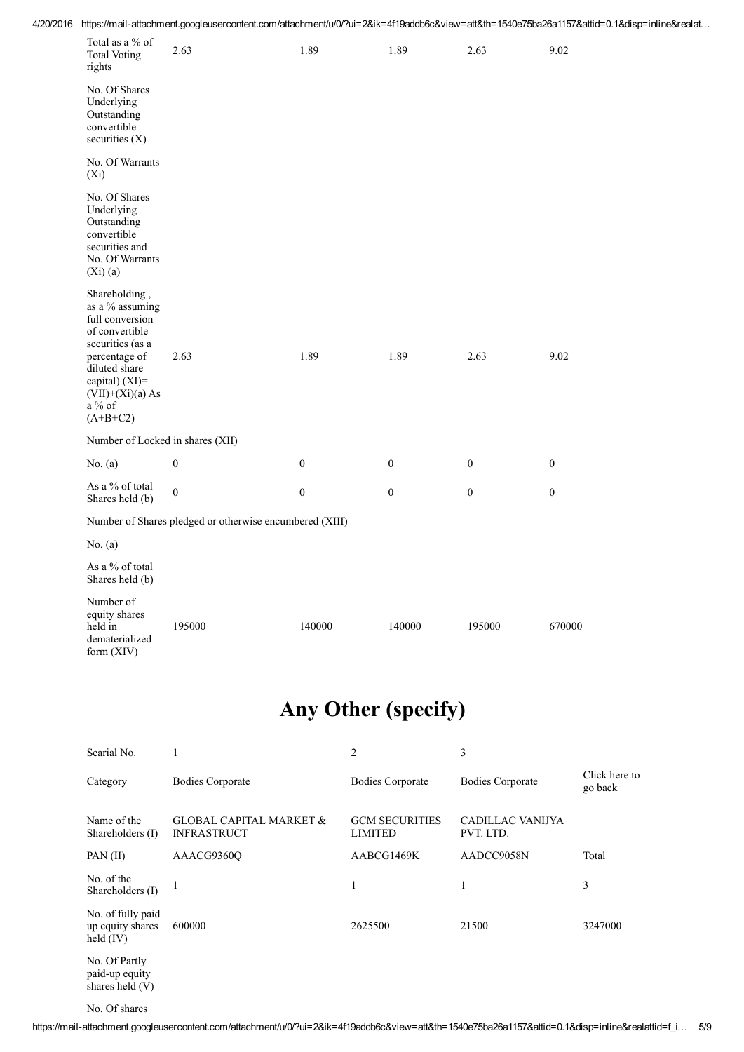| | | | | | |
|---|---|---|---|---|---|
| Total as a % of Total Voting rights | 2.63 | 1.89 | 1.89 | 2.63 | 9.02 |
| No. Of Shares Underlying Outstanding convertible securities (X) | | | | | |
| No. Of Warrants (Xi) | | | | | |
| No. Of Shares Underlying Outstanding convertible securities and No. Of Warrants (Xi) (a) | | | | | |
| Shareholding , as a % assuming full conversion of convertible securities (as a percentage of diluted share capital) (XI)= (VII)+(Xi)(a) As a % of (A+B+C2) | 2.63 | 1.89 | 1.89 | 2.63 | 9.02 |
| Number of Locked in shares (XII) | | | | | |
| No. (a) | 0 | 0 | 0 | 0 | 0 |
| As a % of total Shares held (b) | 0 | 0 | 0 | 0 | 0 |
| Number of Shares pledged or otherwise encumbered (XIII) | | | | | |
| No. (a) | | | | | |
| As a % of total Shares held (b) | | | | | |
| Number of equity shares held in dematerialized form (XIV) | 195000 | 140000 | 140000 | 195000 | 670000 |

# Any Other (specify)

| Searial No. | 1 | 2 | 3 | |
|---|---|---|---|---|
| Category | Bodies Corporate | Bodies Corporate | Bodies Corporate | Click here to go back |
| Name of the Shareholders (I) | GLOBAL CAPITAL MARKET & INFRASTRUCT | GCM SECURITIES LIMITED | CADILLAC VANIJYA PVT. LTD. | |
| PAN (II) | AAACG9360Q | AABCG1469K | AADCC9058N | Total |
| No. of the Shareholders (I) | 1 | 1 | 1 | 3 |
| No. of fully paid up equity shares held (IV) | 600000 | 2625500 | 21500 | 3247000 |
| No. Of Partly paid-up equity shares held (V) | | | | |
| No. Of shares | | | | |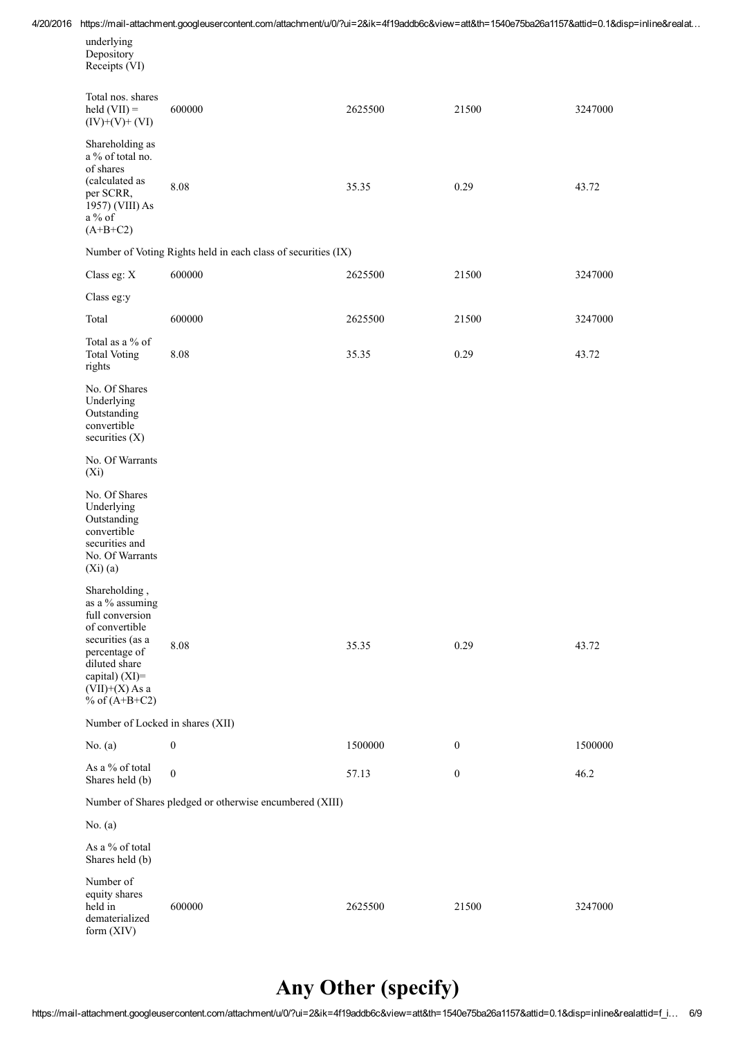| | | | | |
|---|---|---|---|---|
| underlying Depository Receipts (VI) | | | | |
| Total nos. shares held (VII) = (IV)+(V)+ (VI) | 600000 | 2625500 | 21500 | 3247000 |
| Shareholding as a % of total no. of shares (calculated as per SCRR, 1957) (VIII) As a % of (A+B+C2) | 8.08 | 35.35 | 0.29 | 43.72 |
| Number of Voting Rights held in each class of securities (IX) | | | | |
| Class eg: X | 600000 | 2625500 | 21500 | 3247000 |
| Class eg:y | | | | |
| Total | 600000 | 2625500 | 21500 | 3247000 |
| Total as a % of Total Voting rights | 8.08 | 35.35 | 0.29 | 43.72 |
| No. Of Shares Underlying Outstanding convertible securities (X) | | | | |
| No. Of Warrants (Xi) | | | | |
| No. Of Shares Underlying Outstanding convertible securities and No. Of Warrants (Xi) (a) | | | | |
| Shareholding , as a % assuming full conversion of convertible securities (as a percentage of diluted share capital) (XI)= (VII)+(X) As a % of (A+B+C2) | 8.08 | 35.35 | 0.29 | 43.72 |
| Number of Locked in shares (XII) | | | | |
| No. (a) | 0 | 1500000 | 0 | 1500000 |
| As a % of total Shares held (b) | 0 | 57.13 | 0 | 46.2 |
| Number of Shares pledged or otherwise encumbered (XIII) | | | | |
| No. (a) | | | | |
| As a % of total Shares held (b) | | | | |
| Number of equity shares held in dematerialized form (XIV) | 600000 | 2625500 | 21500 | 3247000 |

# Any Other (specify)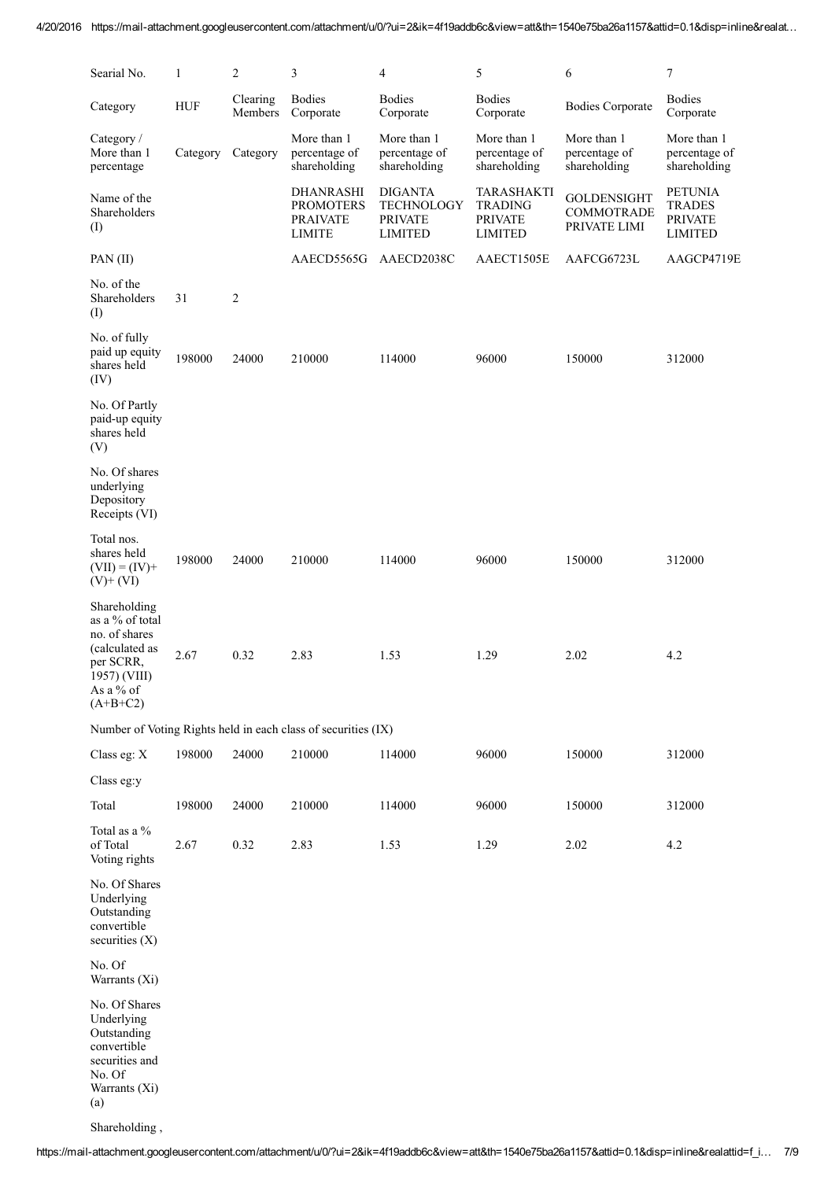| Searial No. | 1 | 2 | 3 | 4 | 5 | 6 | 7 |
|---|---|---|---|---|---|---|---|
| Category | HUF | Clearing Members | Bodies Corporate | Bodies Corporate | Bodies Corporate | Bodies Corporate | Bodies Corporate |
| Category / More than 1 percentage | Category | Category | More than 1 percentage of shareholding | More than 1 percentage of shareholding | More than 1 percentage of shareholding | More than 1 percentage of shareholding | More than 1 percentage of shareholding |
| Name of the Shareholders (I) | | | DHANRASHI PROMOTERS PRAIVATE LIMITE | DIGANTA TECHNOLOGY PRIVATE LIMITED | TARASHAKTI TRADING PRIVATE LIMITED | GOLDENSIGHT COMMOTRADE PRIVATE LIMI | PETUNIA TRADES PRIVATE LIMITED |
| PAN (II) | | | AAECD5565G | AAECD2038C | AAECT1505E | AAFCG6723L | AAGCP4719E |
| No. of the Shareholders (I) | 31 | 2 | | | | | |
| No. of fully paid up equity shares held (IV) | 198000 | 24000 | 210000 | 114000 | 96000 | 150000 | 312000 |
| No. Of Partly paid-up equity shares held (V) | | | | | | | |
| No. Of shares underlying Depository Receipts (VI) | | | | | | | |
| Total nos. shares held (VII) = (IV)+ (V)+ (VI) | 198000 | 24000 | 210000 | 114000 | 96000 | 150000 | 312000 |
| Shareholding as a % of total no. of shares (calculated as per SCRR, 1957) (VIII) As a % of (A+B+C2) | 2.67 | 0.32 | 2.83 | 1.53 | 1.29 | 2.02 | 4.2 |
| Number of Voting Rights held in each class of securities (IX) | | | | | | | |
| Class eg: X | 198000 | 24000 | 210000 | 114000 | 96000 | 150000 | 312000 |
| Class eg:y | | | | | | | |
| Total | 198000 | 24000 | 210000 | 114000 | 96000 | 150000 | 312000 |
| Total as a % of Total Voting rights | 2.67 | 0.32 | 2.83 | 1.53 | 1.29 | 2.02 | 4.2 |
| No. Of Shares Underlying Outstanding convertible securities (X) | | | | | | | |
| No. Of Warrants (Xi) | | | | | | | |
| No. Of Shares Underlying Outstanding convertible securities and No. Of Warrants (Xi) (a) | | | | | | | |
| Shareholding , | | | | | | | |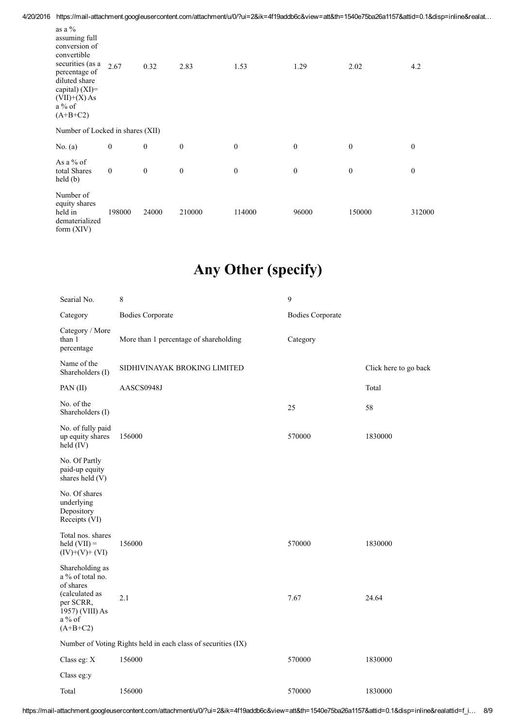| | | | | | | | |
|---|---|---|---|---|---|---|---|
| as a % assuming full conversion of convertible securities (as a percentage of diluted share capital) (XI)= (VII)+(X) As a % of (A+B+C2) | 2.67 | 0.32 | 2.83 | 1.53 | 1.29 | 2.02 | 4.2 |
| Number of Locked in shares (XII) | | | | | | | |
| No. (a) | 0 | 0 | 0 | 0 | 0 | 0 | 0 |
| As a % of total Shares held (b) | 0 | 0 | 0 | 0 | 0 | 0 | 0 |
| Number of equity shares held in dematerialized form (XIV) | 198000 | 24000 | 210000 | 114000 | 96000 | 150000 | 312000 |

# Any Other (specify)

| Searial No. | 8 | 9 | |
|---|---|---|---|
| Category | Bodies Corporate | Bodies Corporate | |
| Category / More than 1 percentage | More than 1 percentage of shareholding | Category | |
| Name of the Shareholders (I) | SIDHIVINAYAK BROKING LIMITED | | Click here to go back |
| PAN (II) | AASCS0948J | | Total |
| No. of the Shareholders (I) | | 25 | 58 |
| No. of fully paid up equity shares held (IV) | 156000 | 570000 | 1830000 |
| No. Of Partly paid-up equity shares held (V) | | | |
| No. Of shares underlying Depository Receipts (VI) | | | |
| Total nos. shares held (VII) = (IV)+(V)+ (VI) | 156000 | 570000 | 1830000 |
| Shareholding as a % of total no. of shares (calculated as per SCRR, 1957) (VIII) As a % of (A+B+C2) | 2.1 | 7.67 | 24.64 |
| Number of Voting Rights held in each class of securities (IX) | | | |
| Class eg: X | 156000 | 570000 | 1830000 |
| Class eg:y | | | |
| Total | 156000 | 570000 | 1830000 |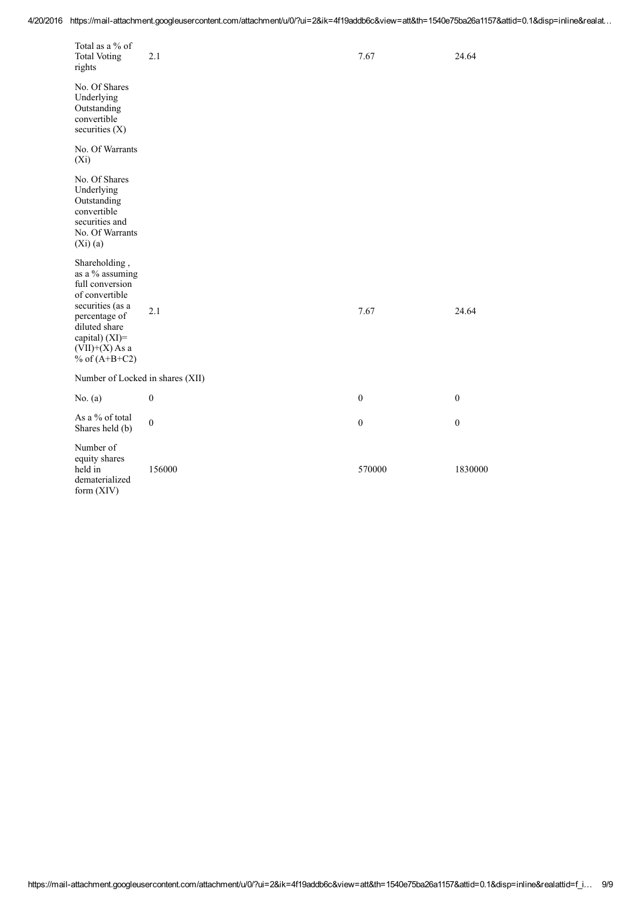| | | | |
|---|---|---|---|
| Total as a % of Total Voting rights | 2.1 | 7.67 | 24.64 |
| No. Of Shares Underlying Outstanding convertible securities (X) | | | |
| No. Of Warrants (Xi) | | | |
| No. Of Shares Underlying Outstanding convertible securities and No. Of Warrants (Xi) (a) | | | |
| Shareholding , as a % assuming full conversion of convertible securities (as a percentage of diluted share capital) (XI)= (VII)+(X) As a % of (A+B+C2) | 2.1 | 7.67 | 24.64 |
| Number of Locked in shares (XII) | | | |
| No. (a) | 0 | 0 | 0 |
| As a % of total Shares held (b) | 0 | 0 | 0 |
| Number of equity shares held in dematerialized form (XIV) | 156000 | 570000 | 1830000 |